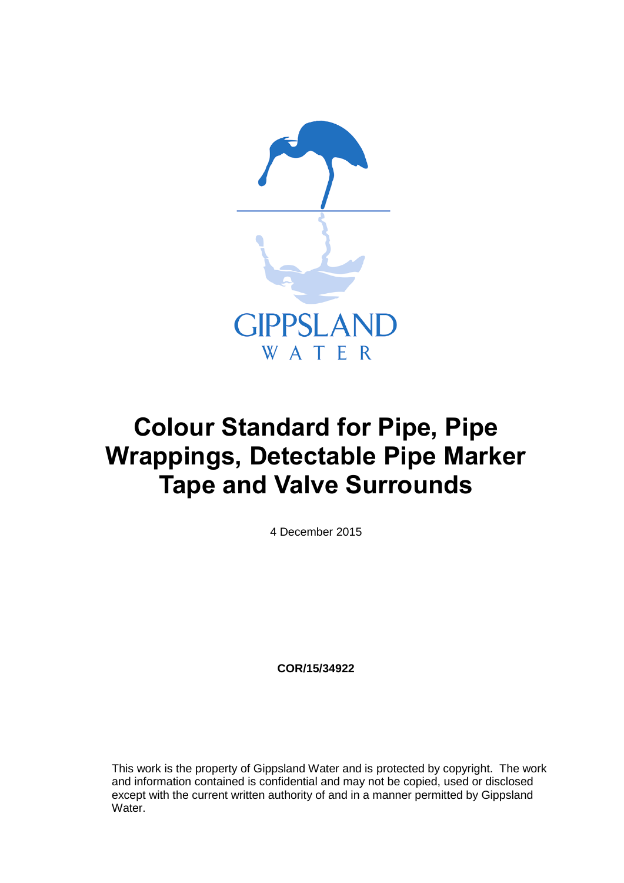GIPPSLAND WATER

# Colour Standard for Pipe, Pipe Wrappings, Detectable Pipe Marker Tape and Valve Surrounds

4 December 2015

**COR/15/34922**

This work is the property of Gippsland Water and is protected by copyright. The work and information contained is confidential and may not be copied, used or disclosed except with the current written authority of and in a manner permitted by Gippsland Water.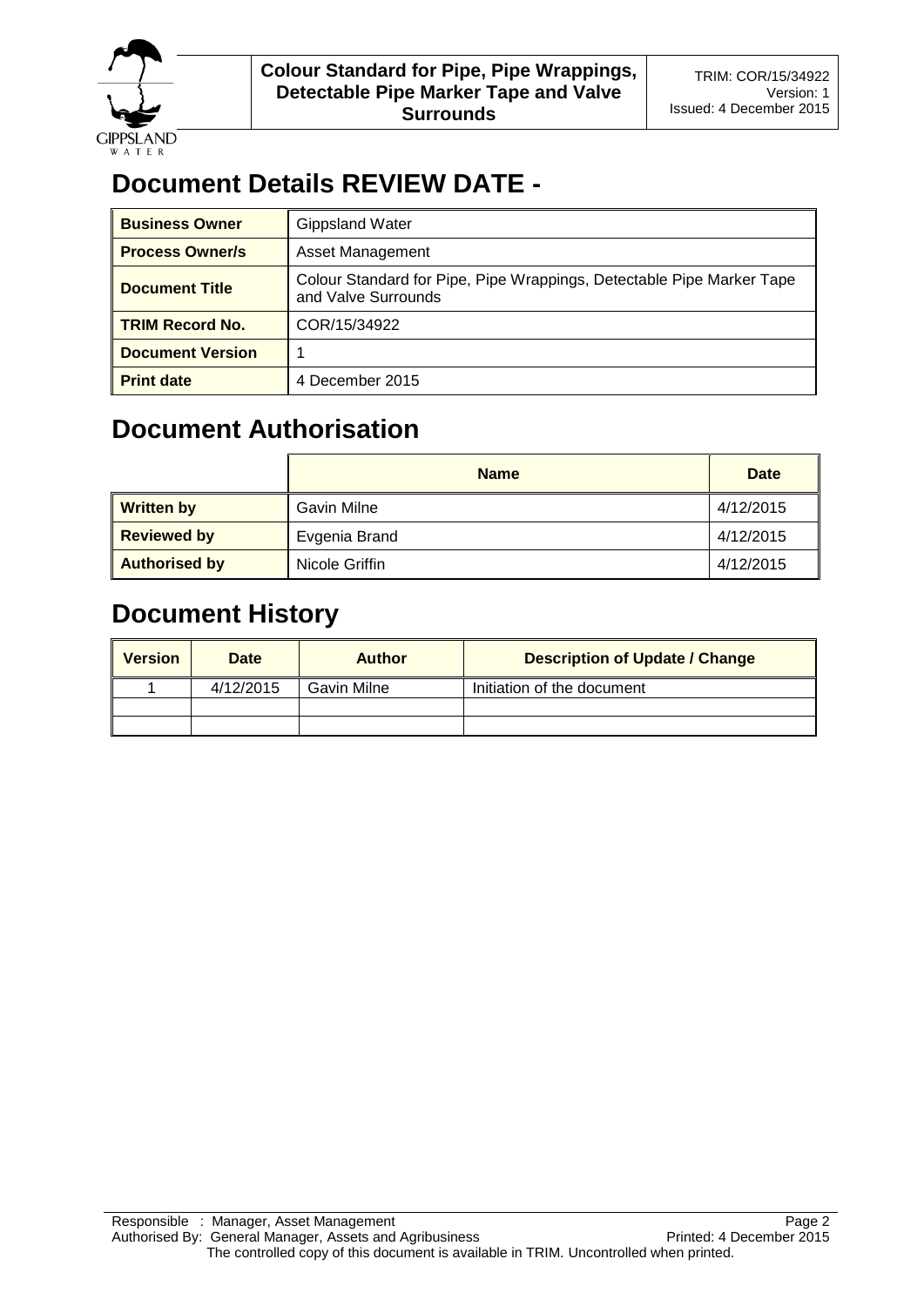# Document Details REVIEW DATE -

| | |
|---|---|
| **Business Owner** | Gippsland Water |
| **Process Owner/s** | Asset Management |
| **Document Title** | Colour Standard for Pipe, Pipe Wrappings, Detectable Pipe Marker Tape and Valve Surrounds |
| **TRIM Record No.** | COR/15/34922 |
| **Document Version** | 1 |
| **Print date** | 4 December 2015 |

# Document Authorisation

| | Name | Date |
|---|---|---|
| **Written by** | Gavin Milne | 4/12/2015 |
| **Reviewed by** | Evgenia Brand | 4/12/2015 |
| **Authorised by** | Nicole Griffin | 4/12/2015 |

# Document History

| Version | Date | Author | Description of Update / Change |
|---|---|---|---|
| 1 | 4/12/2015 | Gavin Milne | Initiation of the document |
| | | | |
| | | | |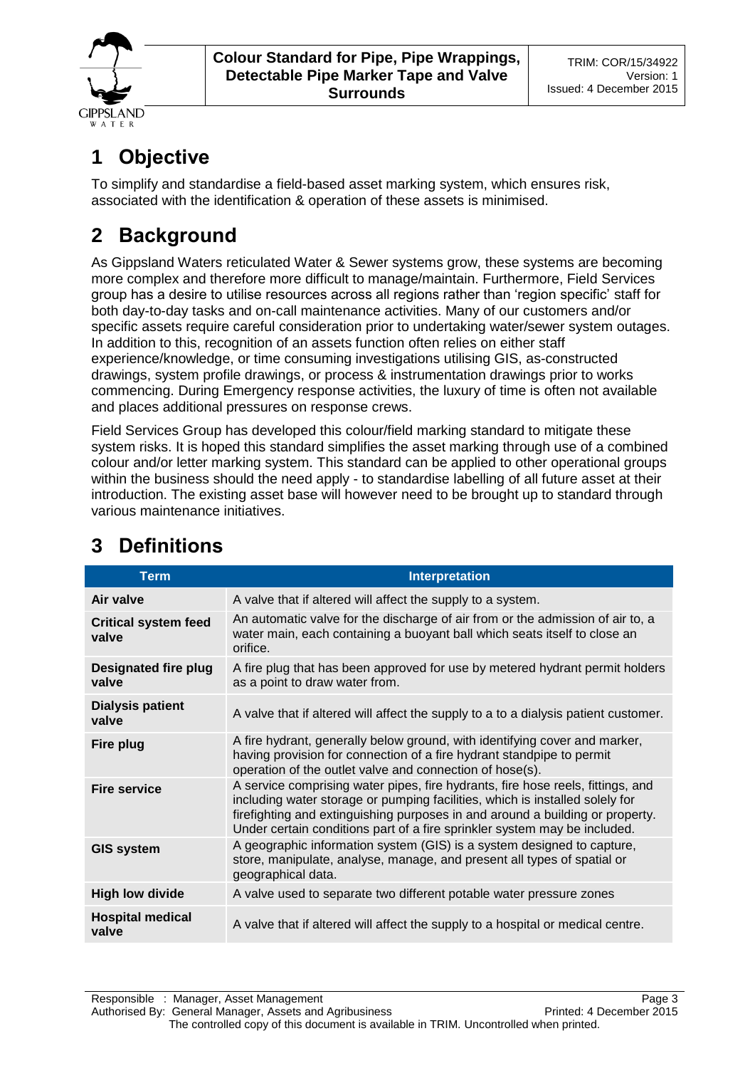# 1 Objective

To simplify and standardise a field-based asset marking system, which ensures risk, associated with the identification & operation of these assets is minimised.

# 2 Background

As Gippsland Waters reticulated Water & Sewer systems grow, these systems are becoming more complex and therefore more difficult to manage/maintain. Furthermore, Field Services group has a desire to utilise resources across all regions rather than 'region specific' staff for both day-to-day tasks and on-call maintenance activities. Many of our customers and/or specific assets require careful consideration prior to undertaking water/sewer system outages. In addition to this, recognition of an assets function often relies on either staff experience/knowledge, or time consuming investigations utilising GIS, as-constructed drawings, system profile drawings, or process & instrumentation drawings prior to works commencing. During Emergency response activities, the luxury of time is often not available and places additional pressures on response crews.

Field Services Group has developed this colour/field marking standard to mitigate these system risks. It is hoped this standard simplifies the asset marking through use of a combined colour and/or letter marking system. This standard can be applied to other operational groups within the business should the need apply - to standardise labelling of all future asset at their introduction. The existing asset base will however need to be brought up to standard through various maintenance initiatives.

# 3 Definitions

| Term | Interpretation |
|---|---|
| **Air valve** | A valve that if altered will affect the supply to a system. |
| **Critical system feed valve** | An automatic valve for the discharge of air from or the admission of air to, a water main, each containing a buoyant ball which seats itself to close an orifice. |
| **Designated fire plug valve** | A fire plug that has been approved for use by metered hydrant permit holders as a point to draw water from. |
| **Dialysis patient valve** | A valve that if altered will affect the supply to a to a dialysis patient customer. |
| **Fire plug** | A fire hydrant, generally below ground, with identifying cover and marker, having provision for connection of a fire hydrant standpipe to permit operation of the outlet valve and connection of hose(s). |
| **Fire service** | A service comprising water pipes, fire hydrants, fire hose reels, fittings, and including water storage or pumping facilities, which is installed solely for firefighting and extinguishing purposes in and around a building or property. Under certain conditions part of a fire sprinkler system may be included. |
| **GIS system** | A geographic information system (GIS) is a system designed to capture, store, manipulate, analyse, manage, and present all types of spatial or geographical data. |
| **High low divide** | A valve used to separate two different potable water pressure zones |
| **Hospital medical valve** | A valve that if altered will affect the supply to a hospital or medical centre. |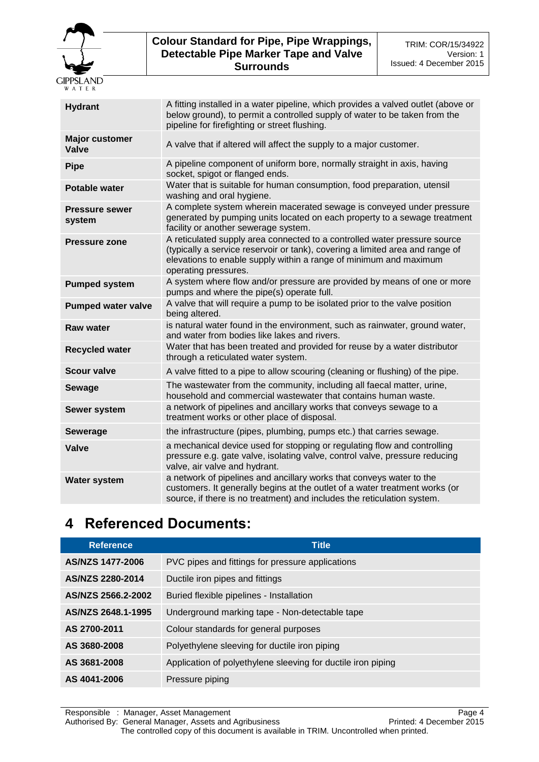| | |
|---|---|
| **Hydrant** | A fitting installed in a water pipeline, which provides a valved outlet (above or below ground), to permit a controlled supply of water to be taken from the pipeline for firefighting or street flushing. |
| **Major customer Valve** | A valve that if altered will affect the supply to a major customer. |
| **Pipe** | A pipeline component of uniform bore, normally straight in axis, having socket, spigot or flanged ends. |
| **Potable water** | Water that is suitable for human consumption, food preparation, utensil washing and oral hygiene. |
| **Pressure sewer system** | A complete system wherein macerated sewage is conveyed under pressure generated by pumping units located on each property to a sewage treatment facility or another sewerage system. |
| **Pressure zone** | A reticulated supply area connected to a controlled water pressure source (typically a service reservoir or tank), covering a limited area and range of elevations to enable supply within a range of minimum and maximum operating pressures. |
| **Pumped system** | A system where flow and/or pressure are provided by means of one or more pumps and where the pipe(s) operate full. |
| **Pumped water valve** | A valve that will require a pump to be isolated prior to the valve position being altered. |
| **Raw water** | is natural water found in the environment, such as rainwater, ground water, and water from bodies like lakes and rivers. |
| **Recycled water** | Water that has been treated and provided for reuse by a water distributor through a reticulated water system. |
| **Scour valve** | A valve fitted to a pipe to allow scouring (cleaning or flushing) of the pipe. |
| **Sewage** | The wastewater from the community, including all faecal matter, urine, household and commercial wastewater that contains human waste. |
| **Sewer system** | a network of pipelines and ancillary works that conveys sewage to a treatment works or other place of disposal. |
| **Sewerage** | the infrastructure (pipes, plumbing, pumps etc.) that carries sewage. |
| **Valve** | a mechanical device used for stopping or regulating flow and controlling pressure e.g. gate valve, isolating valve, control valve, pressure reducing valve, air valve and hydrant. |
| **Water system** | a network of pipelines and ancillary works that conveys water to the customers. It generally begins at the outlet of a water treatment works (or source, if there is no treatment) and includes the reticulation system. |

# 4 Referenced Documents:

| Reference | Title |
|---|---|
| **AS/NZS 1477-2006** | PVC pipes and fittings for pressure applications |
| **AS/NZS 2280-2014** | Ductile iron pipes and fittings |
| **AS/NZS 2566.2-2002** | Buried flexible pipelines - Installation |
| **AS/NZS 2648.1-1995** | Underground marking tape - Non-detectable tape |
| **AS 2700-2011** | Colour standards for general purposes |
| **AS 3680-2008** | Polyethylene sleeving for ductile iron piping |
| **AS 3681-2008** | Application of polyethylene sleeving for ductile iron piping |
| **AS 4041-2006** | Pressure piping |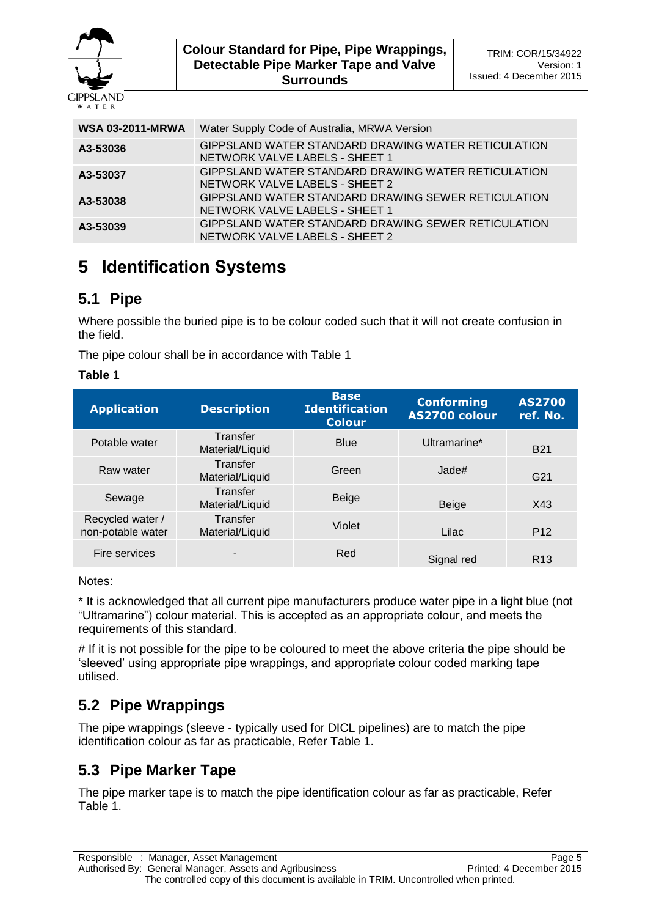| | |
|---|---|
| **WSA 03-2011-MRWA** | Water Supply Code of Australia, MRWA Version |
| **A3-53036** | GIPPSLAND WATER STANDARD DRAWING WATER RETICULATION NETWORK VALVE LABELS - SHEET 1 |
| **A3-53037** | GIPPSLAND WATER STANDARD DRAWING WATER RETICULATION NETWORK VALVE LABELS - SHEET 2 |
| **A3-53038** | GIPPSLAND WATER STANDARD DRAWING SEWER RETICULATION NETWORK VALVE LABELS - SHEET 1 |
| **A3-53039** | GIPPSLAND WATER STANDARD DRAWING SEWER RETICULATION NETWORK VALVE LABELS - SHEET 2 |

# 5 Identification Systems

## 5.1 Pipe

Where possible the buried pipe is to be colour coded such that it will not create confusion in the field.

The pipe colour shall be in accordance with Table 1

**Table 1**

| Application | Description | Base Identification Colour | Conforming AS2700 colour | AS2700 ref. No. |
|---|---|---|---|---|
| Potable water | Transfer Material/Liquid | Blue | Ultramarine* | B21 |
| Raw water | Transfer Material/Liquid | Green | Jade# | G21 |
| Sewage | Transfer Material/Liquid | Beige | Beige | X43 |
| Recycled water / non-potable water | Transfer Material/Liquid | Violet | Lilac | P12 |
| Fire services | - | Red | Signal red | R13 |

Notes:

* It is acknowledged that all current pipe manufacturers produce water pipe in a light blue (not “Ultramarine”) colour material. This is accepted as an appropriate colour, and meets the requirements of this standard.

# If it is not possible for the pipe to be coloured to meet the above criteria the pipe should be ‘sleeved’ using appropriate pipe wrappings, and appropriate colour coded marking tape utilised.

## 5.2 Pipe Wrappings

The pipe wrappings (sleeve - typically used for DICL pipelines) are to match the pipe identification colour as far as practicable, Refer Table 1.

## 5.3 Pipe Marker Tape

The pipe marker tape is to match the pipe identification colour as far as practicable, Refer Table 1.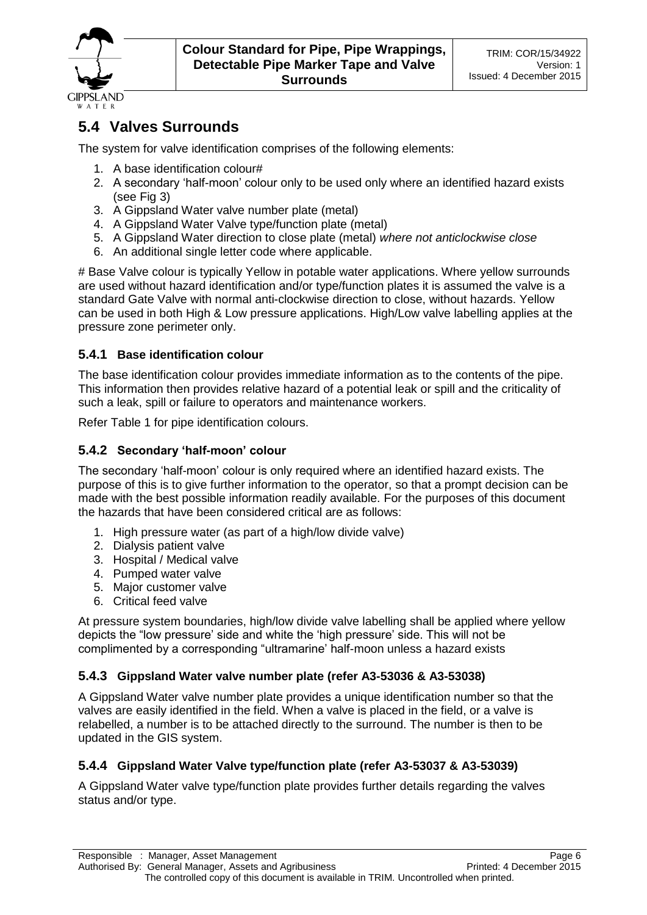## 5.4 Valves Surrounds

The system for valve identification comprises of the following elements:

1. A base identification colour#
2. A secondary 'half-moon' colour only to be used only where an identified hazard exists (see Fig 3)
3. A Gippsland Water valve number plate (metal)
4. A Gippsland Water Valve type/function plate (metal)
5. A Gippsland Water direction to close plate (metal) *where not anticlockwise close*
6. An additional single letter code where applicable.

# Base Valve colour is typically Yellow in potable water applications. Where yellow surrounds are used without hazard identification and/or type/function plates it is assumed the valve is a standard Gate Valve with normal anti-clockwise direction to close, without hazards. Yellow can be used in both High & Low pressure applications. High/Low valve labelling applies at the pressure zone perimeter only.

### 5.4.1 Base identification colour

The base identification colour provides immediate information as to the contents of the pipe. This information then provides relative hazard of a potential leak or spill and the criticality of such a leak, spill or failure to operators and maintenance workers.

Refer Table 1 for pipe identification colours.

### 5.4.2 Secondary 'half-moon' colour

The secondary 'half-moon' colour is only required where an identified hazard exists. The purpose of this is to give further information to the operator, so that a prompt decision can be made with the best possible information readily available. For the purposes of this document the hazards that have been considered critical are as follows:

1. High pressure water (as part of a high/low divide valve)
2. Dialysis patient valve
3. Hospital / Medical valve
4. Pumped water valve
5. Major customer valve
6. Critical feed valve

At pressure system boundaries, high/low divide valve labelling shall be applied where yellow depicts the "low pressure' side and white the 'high pressure' side. This will not be complimented by a corresponding "ultramarine' half-moon unless a hazard exists

### 5.4.3 Gippsland Water valve number plate (refer A3-53036 & A3-53038)

A Gippsland Water valve number plate provides a unique identification number so that the valves are easily identified in the field. When a valve is placed in the field, or a valve is relabelled, a number is to be attached directly to the surround. The number is then to be updated in the GIS system.

### 5.4.4 Gippsland Water Valve type/function plate (refer A3-53037 & A3-53039)

A Gippsland Water valve type/function plate provides further details regarding the valves status and/or type.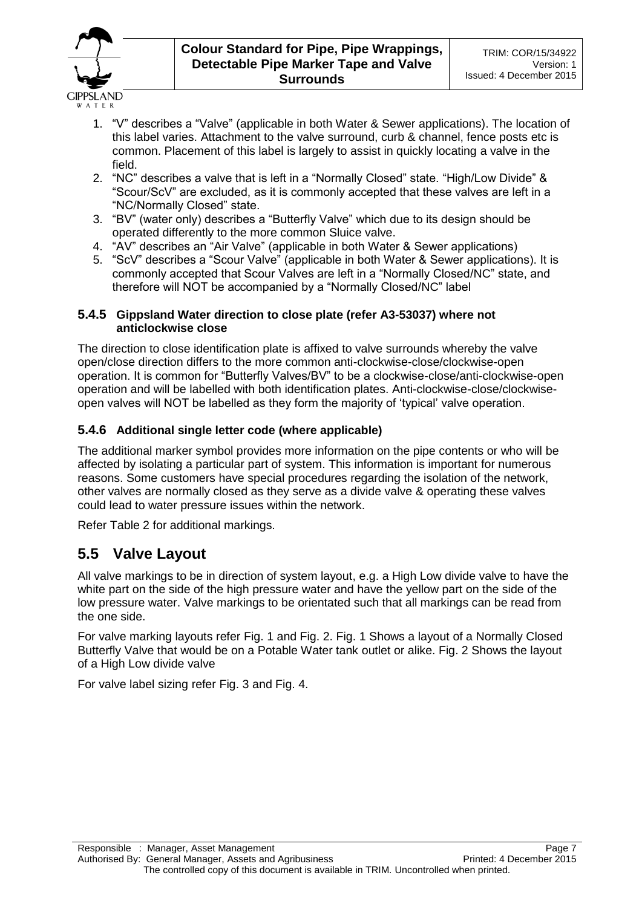1. "V" describes a "Valve" (applicable in both Water & Sewer applications). The location of this label varies. Attachment to the valve surround, curb & channel, fence posts etc is common. Placement of this label is largely to assist in quickly locating a valve in the field.
2. "NC" describes a valve that is left in a "Normally Closed" state. "High/Low Divide" & "Scour/ScV" are excluded, as it is commonly accepted that these valves are left in a "NC/Normally Closed" state.
3. "BV" (water only) describes a "Butterfly Valve" which due to its design should be operated differently to the more common Sluice valve.
4. "AV" describes an "Air Valve" (applicable in both Water & Sewer applications)
5. "ScV" describes a "Scour Valve" (applicable in both Water & Sewer applications). It is commonly accepted that Scour Valves are left in a "Normally Closed/NC" state, and therefore will NOT be accompanied by a "Normally Closed/NC" label

### 5.4.5 Gippsland Water direction to close plate (refer A3-53037) where not anticlockwise close

The direction to close identification plate is affixed to valve surrounds whereby the valve open/close direction differs to the more common anti-clockwise-close/clockwise-open operation. It is common for "Butterfly Valves/BV" to be a clockwise-close/anti-clockwise-open operation and will be labelled with both identification plates. Anti-clockwise-close/clockwise-open valves will NOT be labelled as they form the majority of 'typical' valve operation.

### 5.4.6 Additional single letter code (where applicable)

The additional marker symbol provides more information on the pipe contents or who will be affected by isolating a particular part of system. This information is important for numerous reasons. Some customers have special procedures regarding the isolation of the network, other valves are normally closed as they serve as a divide valve & operating these valves could lead to water pressure issues within the network.

Refer Table 2 for additional markings.

## 5.5 Valve Layout

All valve markings to be in direction of system layout, e.g. a High Low divide valve to have the white part on the side of the high pressure water and have the yellow part on the side of the low pressure water. Valve markings to be orientated such that all markings can be read from the one side.

For valve marking layouts refer Fig. 1 and Fig. 2. Fig. 1 Shows a layout of a Normally Closed Butterfly Valve that would be on a Potable Water tank outlet or alike. Fig. 2 Shows the layout of a High Low divide valve

For valve label sizing refer Fig. 3 and Fig. 4.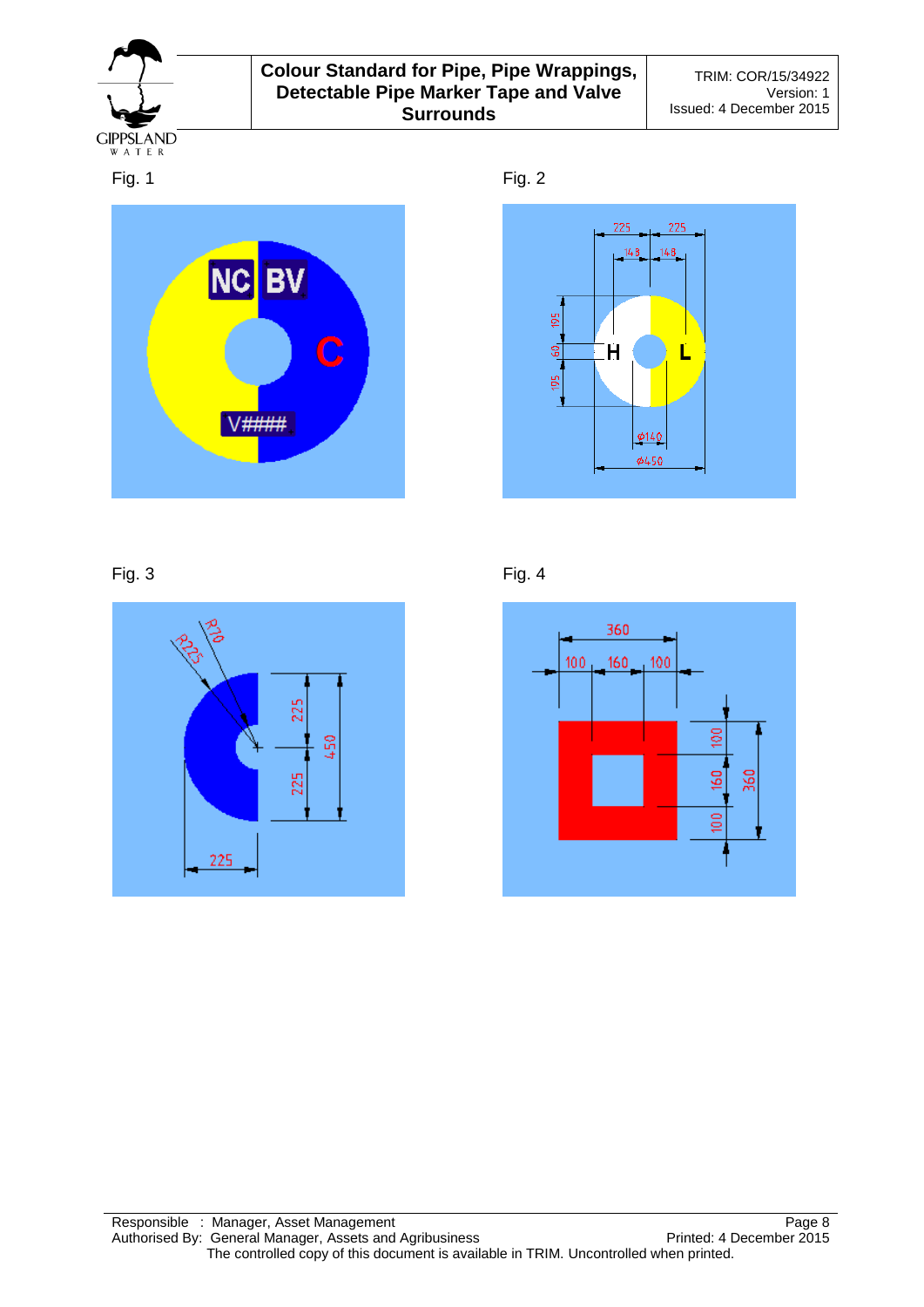Fig. 1

Fig. 2

Fig. 3

Fig. 4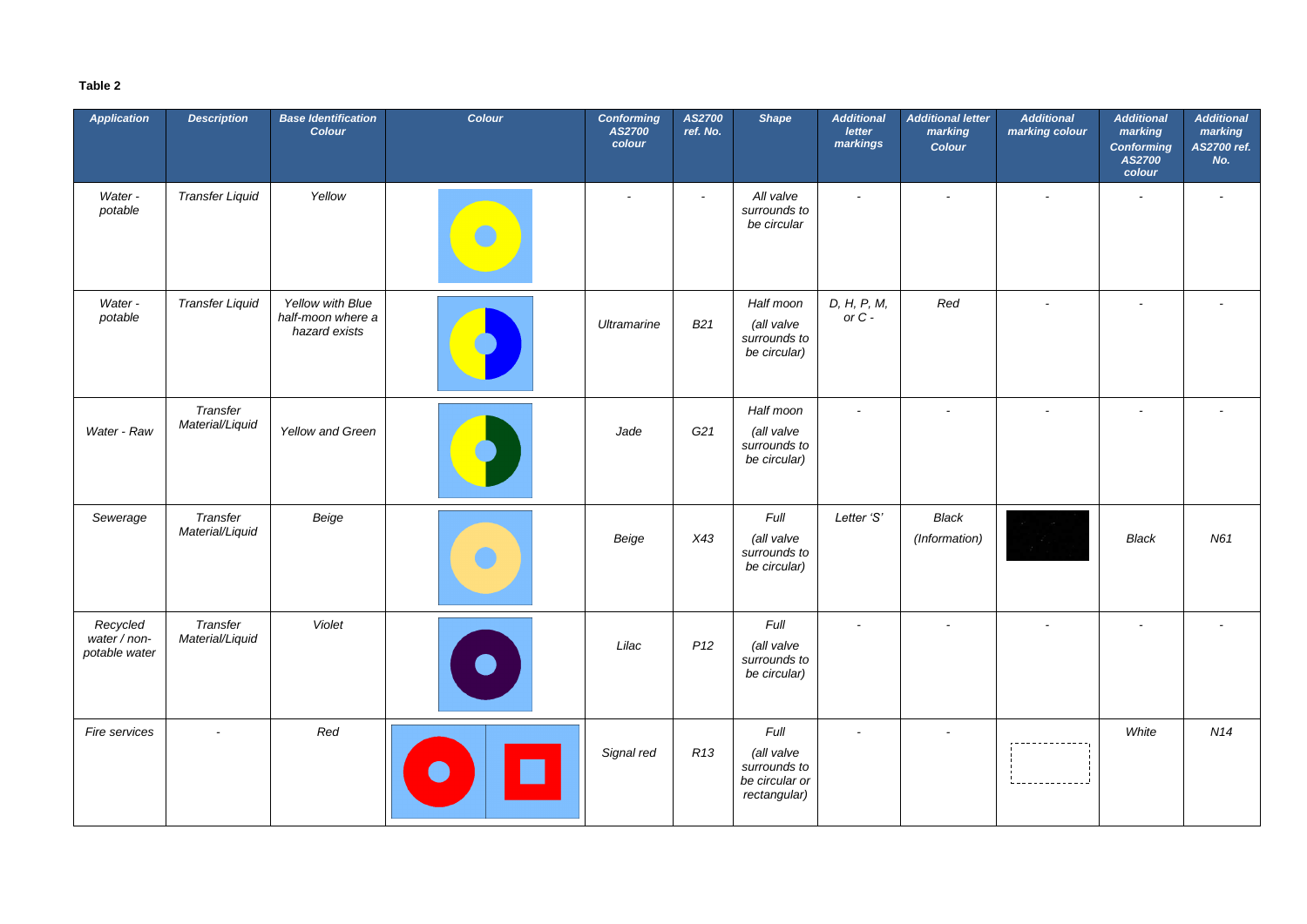**Table 2**

| *Application* | *Description* | *Base Identification Colour* | *Colour* | *Conforming AS2700 colour* | *AS2700 ref. No.* | *Shape* | *Additional letter markings* | *Additional letter marking Colour* | *Additional marking colour* | *Additional marking Conforming AS2700 colour* | *Additional marking AS2700 ref. No.* |
|---|---|---|---|---|---|---|---|---|---|---|---|
| *Water - potable* | *Transfer Liquid* | *Yellow* | | - | - | *All valve surrounds to be circular* | - | - | - | - | - |
| *Water - potable* | *Transfer Liquid* | *Yellow with Blue half-moon where a hazard exists* | | *Ultramarine* | *B21* | *Half moon (all valve surrounds to be circular)* | *D, H, P, M, or C -* | *Red* | - | - | - |
| *Water - Raw* | *Transfer Material/Liquid* | *Yellow and Green* | | *Jade* | *G21* | *Half moon (all valve surrounds to be circular)* | - | - | - | - | - |
| *Sewerage* | *Transfer Material/Liquid* | *Beige* | | *Beige* | *X43* | *Full (all valve surrounds to be circular)* | *Letter 'S'* | *Black (Information)* | | *Black* | *N61* |
| *Recycled water / non-potable water* | *Transfer Material/Liquid* | *Violet* | | *Lilac* | *P12* | *Full (all valve surrounds to be circular)* | - | - | - | - | - |
| *Fire services* | - | *Red* | | *Signal red* | *R13* | *Full (all valve surrounds to be circular or rectangular)* | - | - | | *White* | *N14* |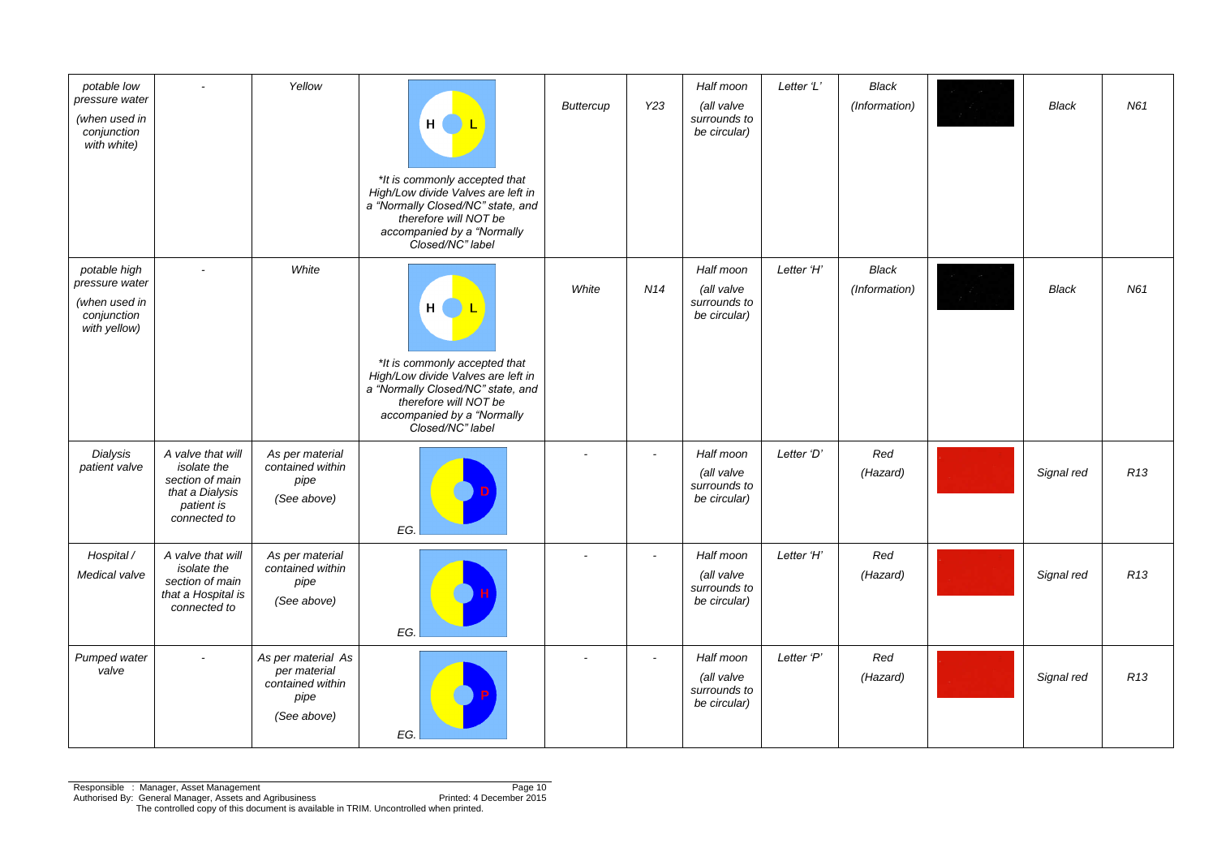| | | | | | | | | | | | |
|---|---|---|---|---|---|---|---|---|---|---|---|
| *potable low pressure water (when used in conjunction with white)* | - | *Yellow* | H L<br>*\*It is commonly accepted that High/Low divide Valves are left in a "Normally Closed/NC" state, and therefore will NOT be accompanied by a "Normally Closed/NC" label* | *Buttercup* | *Y23* | *Half moon (all valve surrounds to be circular)* | *Letter 'L'* | *Black (Information)* | | *Black* | *N61* |
| *potable high pressure water (when used in conjunction with yellow)* | - | *White* | H L<br>*\*It is commonly accepted that High/Low divide Valves are left in a "Normally Closed/NC" state, and therefore will NOT be accompanied by a "Normally Closed/NC" label* | *White* | *N14* | *Half moon (all valve surrounds to be circular)* | *Letter 'H'* | *Black (Information)* | | *Black* | *N61* |
| *Dialysis patient valve* | *A valve that will isolate the section of main that a Dialysis patient is connected to* | *As per material contained within pipe (See above)* | D<br>*EG.* | - | - | *Half moon (all valve surrounds to be circular)* | *Letter 'D'* | *Red (Hazard)* | | *Signal red* | *R13* |
| *Hospital / Medical valve* | *A valve that will isolate the section of main that a Hospital is connected to* | *As per material contained within pipe (See above)* | H<br>*EG.* | - | - | *Half moon (all valve surrounds to be circular)* | *Letter 'H'* | *Red (Hazard)* | | *Signal red* | *R13* |
| *Pumped water valve* | - | *As per material As per material contained within pipe (See above)* | P<br>*EG.* | - | - | *Half moon (all valve surrounds to be circular)* | *Letter 'P'* | *Red (Hazard)* | | *Signal red* | *R13* |

Responsible : Manager, Asset Management
Authorised By: General Manager, Assets and Agribusiness
Printed: 4 December 2015
The controlled copy of this document is available in TRIM. Uncontrolled when printed.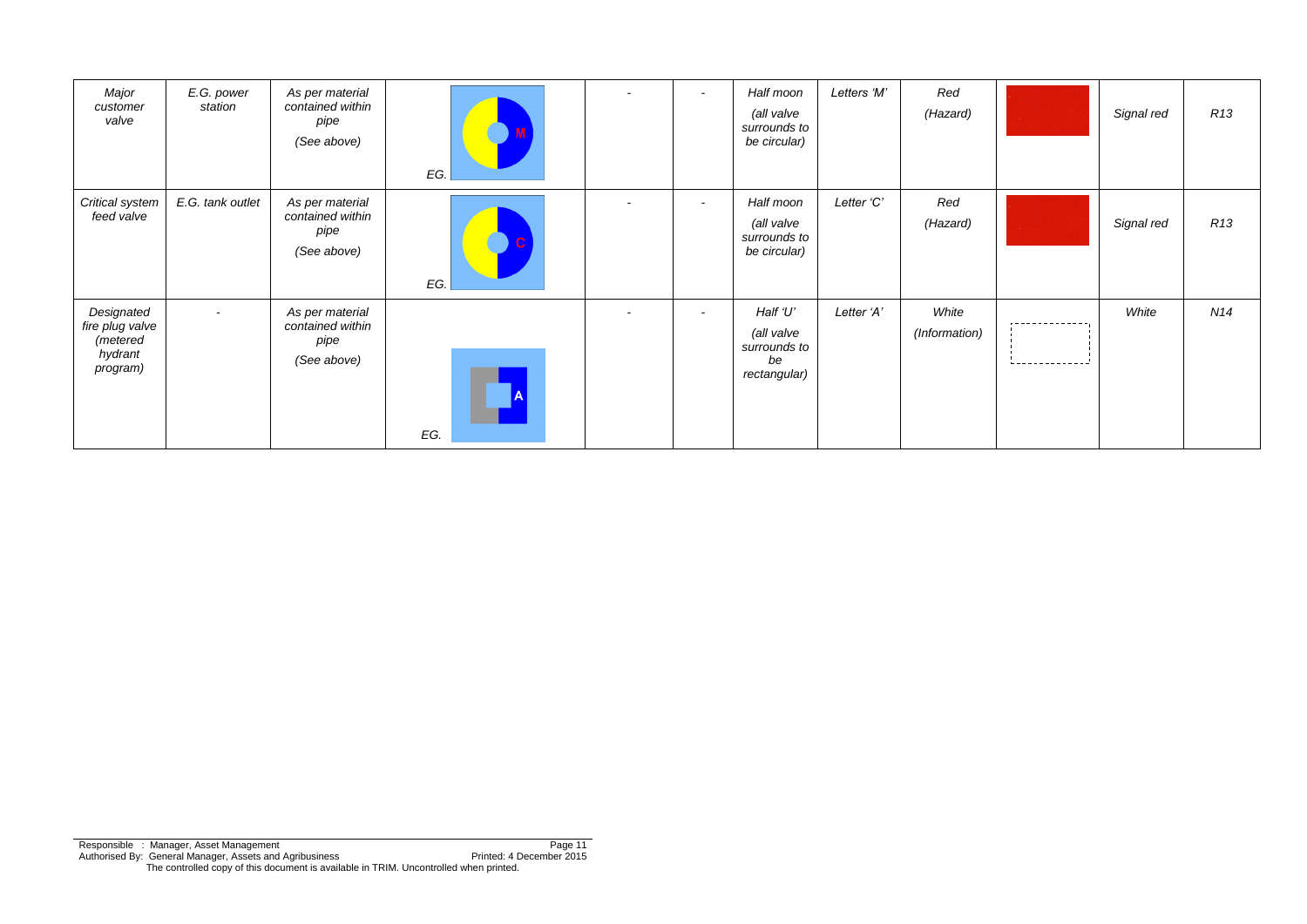| | | | | | | | | | | | |
|---|---|---|---|---|---|---|---|---|---|---|---|
| *Major customer valve* | *E.G. power station* | *As per material contained within pipe (See above)* | *EG.* M | - | - | *Half moon (all valve surrounds to be circular)* | *Letters 'M'* | *Red (Hazard)* | | *Signal red* | *R13* |
| *Critical system feed valve* | *E.G. tank outlet* | *As per material contained within pipe (See above)* | *EG.* C | - | - | *Half moon (all valve surrounds to be circular)* | *Letter 'C'* | *Red (Hazard)* | | *Signal red* | *R13* |
| *Designated fire plug valve (metered hydrant program)* | - | *As per material contained within pipe (See above)* | *EG.* A | - | - | *Half 'U' (all valve surrounds to be rectangular)* | *Letter 'A'* | *White (Information)* | | *White* | *N14* |

Responsible : Manager, Asset Management
Authorised By: General Manager, Assets and Agribusiness
Printed: 4 December 2015
The controlled copy of this document is available in TRIM. Uncontrolled when printed.